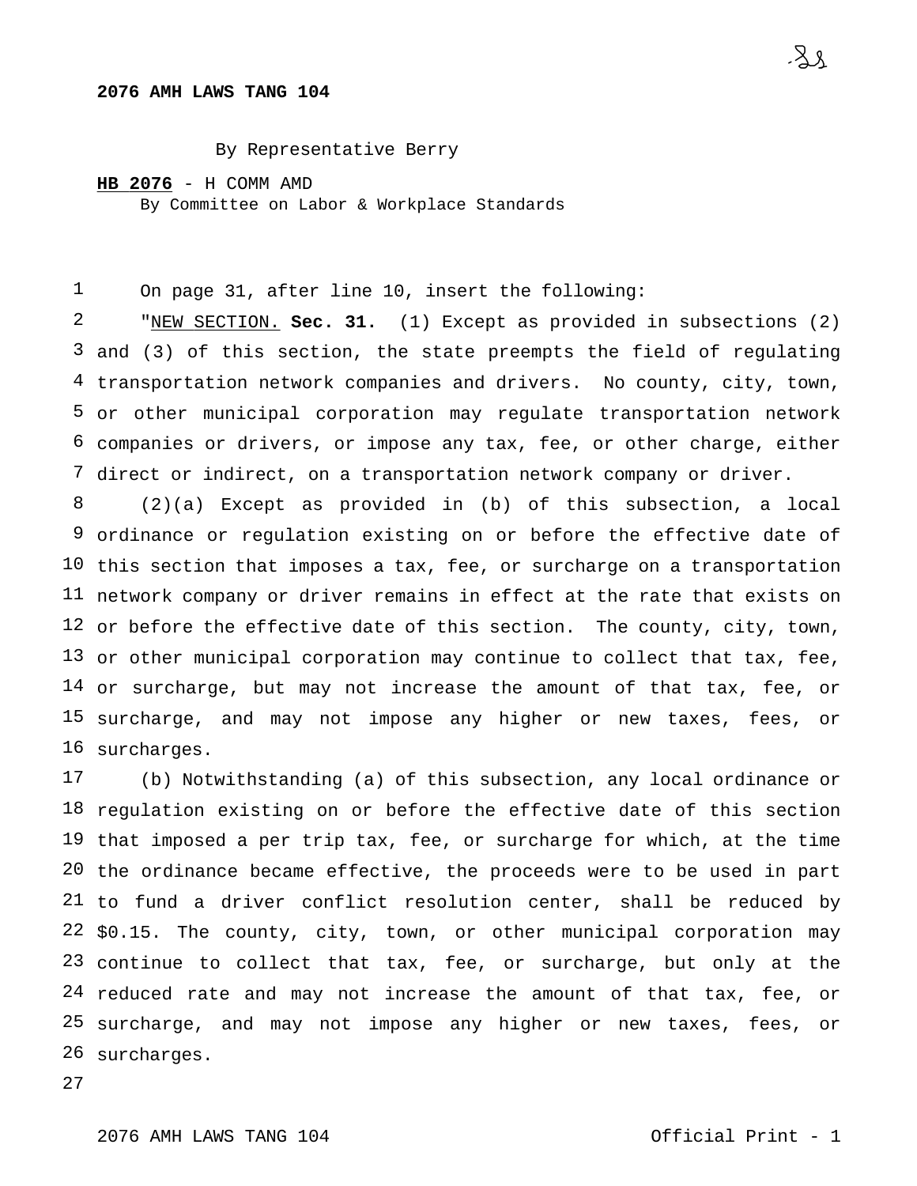**2076 AMH LAWS TANG 104**

By Representative Berry

**HB 2076** - H COMM AMD
By Committee on Labor & Workplace Standards

On page 31, after line 10, insert the following:

"NEW SECTION. **Sec. 31.** (1) Except as provided in subsections (2) and (3) of this section, the state preempts the field of regulating transportation network companies and drivers. No county, city, town, or other municipal corporation may regulate transportation network companies or drivers, or impose any tax, fee, or other charge, either direct or indirect, on a transportation network company or driver.

(2)(a) Except as provided in (b) of this subsection, a local ordinance or regulation existing on or before the effective date of this section that imposes a tax, fee, or surcharge on a transportation network company or driver remains in effect at the rate that exists on or before the effective date of this section. The county, city, town, or other municipal corporation may continue to collect that tax, fee, or surcharge, but may not increase the amount of that tax, fee, or surcharge, and may not impose any higher or new taxes, fees, or surcharges.

(b) Notwithstanding (a) of this subsection, any local ordinance or regulation existing on or before the effective date of this section that imposed a per trip tax, fee, or surcharge for which, at the time the ordinance became effective, the proceeds were to be used in part to fund a driver conflict resolution center, shall be reduced by $0.15. The county, city, town, or other municipal corporation may continue to collect that tax, fee, or surcharge, but only at the reduced rate and may not increase the amount of that tax, fee, or surcharge, and may not impose any higher or new taxes, fees, or surcharges.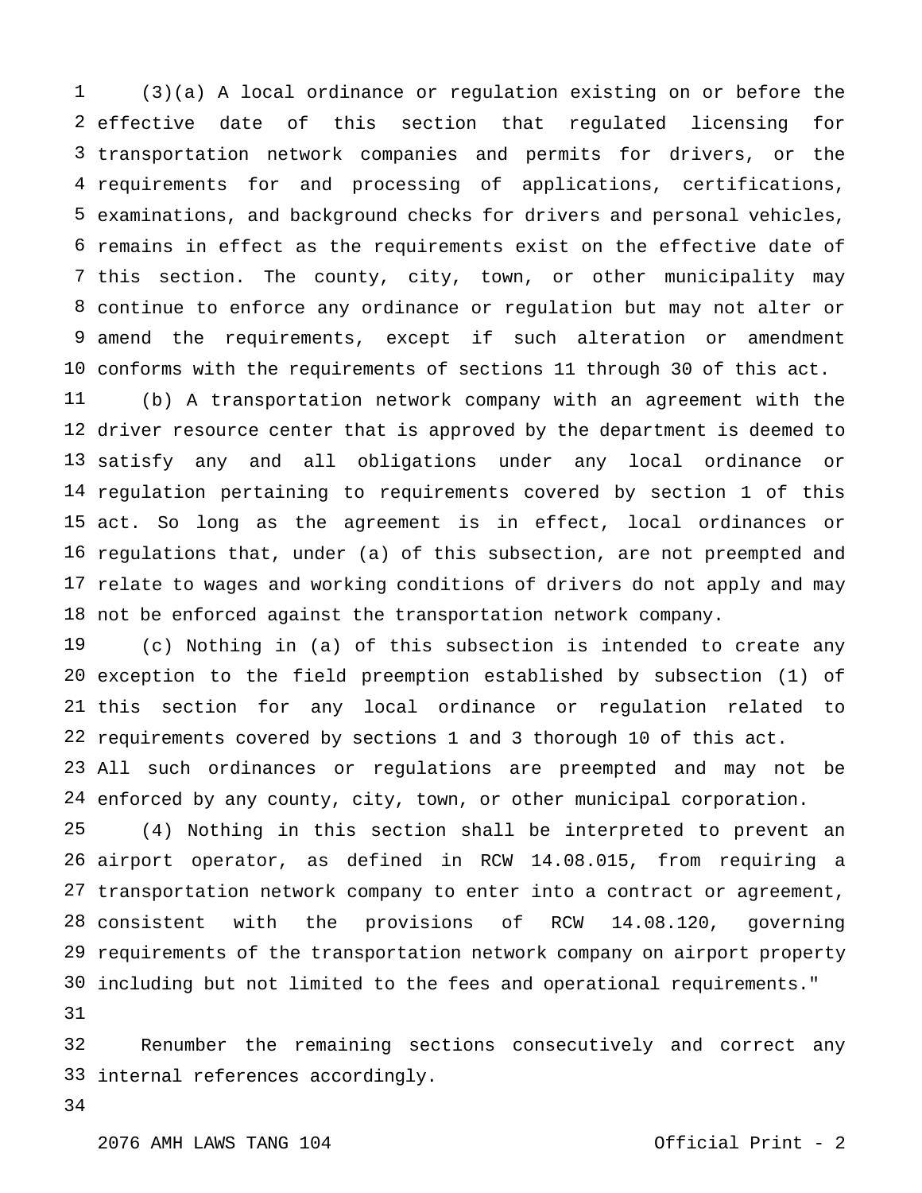(3)(a) A local ordinance or regulation existing on or before the effective date of this section that regulated licensing for transportation network companies and permits for drivers, or the requirements for and processing of applications, certifications, examinations, and background checks for drivers and personal vehicles, remains in effect as the requirements exist on the effective date of this section. The county, city, town, or other municipality may continue to enforce any ordinance or regulation but may not alter or amend the requirements, except if such alteration or amendment conforms with the requirements of sections 11 through 30 of this act.

(b) A transportation network company with an agreement with the driver resource center that is approved by the department is deemed to satisfy any and all obligations under any local ordinance or regulation pertaining to requirements covered by section 1 of this act. So long as the agreement is in effect, local ordinances or regulations that, under (a) of this subsection, are not preempted and relate to wages and working conditions of drivers do not apply and may not be enforced against the transportation network company.

(c) Nothing in (a) of this subsection is intended to create any exception to the field preemption established by subsection (1) of this section for any local ordinance or regulation related to requirements covered by sections 1 and 3 thorough 10 of this act. All such ordinances or regulations are preempted and may not be enforced by any county, city, town, or other municipal corporation.

(4) Nothing in this section shall be interpreted to prevent an airport operator, as defined in RCW 14.08.015, from requiring a transportation network company to enter into a contract or agreement, consistent with the provisions of RCW 14.08.120, governing requirements of the transportation network company on airport property including but not limited to the fees and operational requirements."

Renumber the remaining sections consecutively and correct any internal references accordingly.

2076 AMH LAWS TANG 104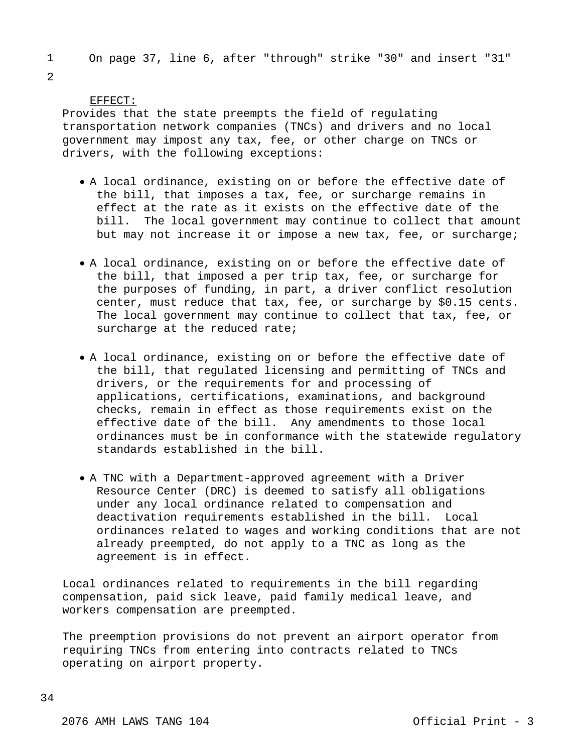On page 37, line 6, after "through" strike "30" and insert "31"

EFFECT:
Provides that the state preempts the field of regulating transportation network companies (TNCs) and drivers and no local government may impost any tax, fee, or other charge on TNCs or drivers, with the following exceptions:

- A local ordinance, existing on or before the effective date of the bill, that imposes a tax, fee, or surcharge remains in effect at the rate as it exists on the effective date of the bill. The local government may continue to collect that amount but may not increase it or impose a new tax, fee, or surcharge;

- A local ordinance, existing on or before the effective date of the bill, that imposed a per trip tax, fee, or surcharge for the purposes of funding, in part, a driver conflict resolution center, must reduce that tax, fee, or surcharge by $0.15 cents. The local government may continue to collect that tax, fee, or surcharge at the reduced rate;

- A local ordinance, existing on or before the effective date of the bill, that regulated licensing and permitting of TNCs and drivers, or the requirements for and processing of applications, certifications, examinations, and background checks, remain in effect as those requirements exist on the effective date of the bill. Any amendments to those local ordinances must be in conformance with the statewide regulatory standards established in the bill.

- A TNC with a Department-approved agreement with a Driver Resource Center (DRC) is deemed to satisfy all obligations under any local ordinance related to compensation and deactivation requirements established in the bill. Local ordinances related to wages and working conditions that are not already preempted, do not apply to a TNC as long as the agreement is in effect.

Local ordinances related to requirements in the bill regarding compensation, paid sick leave, paid family medical leave, and workers compensation are preempted.

The preemption provisions do not prevent an airport operator from requiring TNCs from entering into contracts related to TNCs operating on airport property.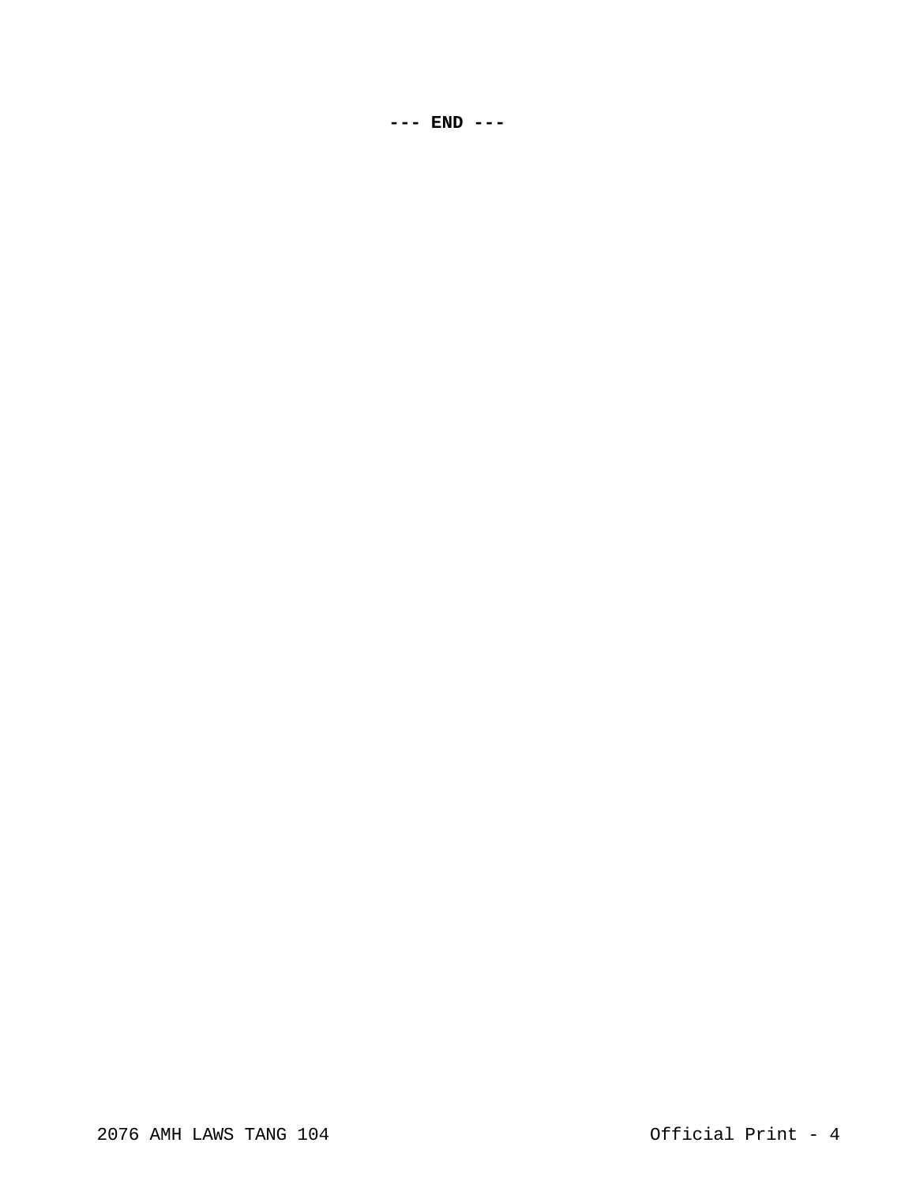**--- END ---**